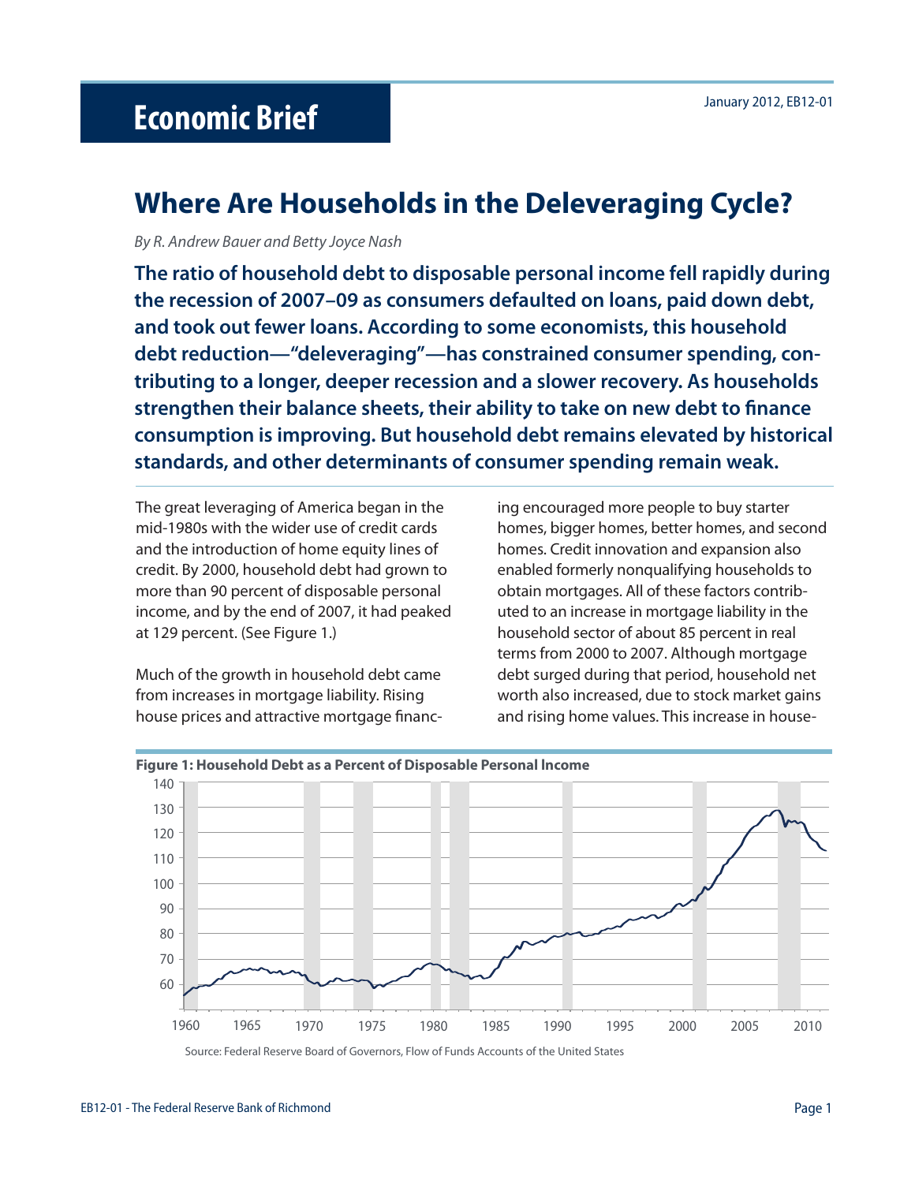# Economic Brief

January 2012, EB12-01

## Where Are Households in the Deleveraging Cycle?

*By R. Andrew Bauer and Betty Joyce Nash*

**The ratio of household debt to disposable personal income fell rapidly during the recession of 2007–09 as consumers defaulted on loans, paid down debt, and took out fewer loans. According to some economists, this household debt reduction—"deleveraging"—has constrained consumer spending, contributing to a longer, deeper recession and a slower recovery. As households strengthen their balance sheets, their ability to take on new debt to finance consumption is improving. But household debt remains elevated by historical standards, and other determinants of consumer spending remain weak.**

The great leveraging of America began in the mid-1980s with the wider use of credit cards and the introduction of home equity lines of credit. By 2000, household debt had grown to more than 90 percent of disposable personal income, and by the end of 2007, it had peaked at 129 percent. (See Figure 1.)

Much of the growth in household debt came from increases in mortgage liability. Rising house prices and attractive mortgage financing encouraged more people to buy starter homes, bigger homes, better homes, and second homes. Credit innovation and expansion also enabled formerly nonqualifying households to obtain mortgages. All of these factors contributed to an increase in mortgage liability in the household sector of about 85 percent in real terms from 2000 to 2007. Although mortgage debt surged during that period, household net worth also increased, due to stock market gains and rising home values. This increase in house-

**Figure 1: Household Debt as a Percent of Disposable Personal Income**

Source: Federal Reserve Board of Governors, Flow of Funds Accounts of the United States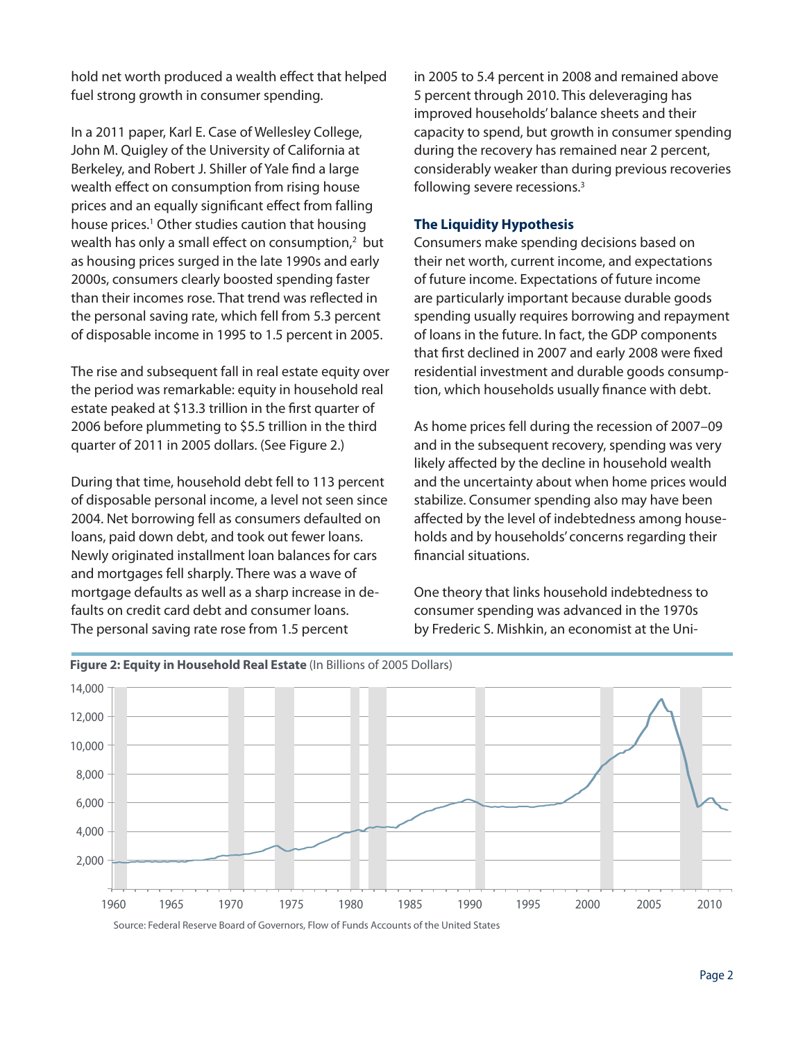hold net worth produced a wealth effect that helped fuel strong growth in consumer spending.

In a 2011 paper, Karl E. Case of Wellesley College, John M. Quigley of the University of California at Berkeley, and Robert J. Shiller of Yale find a large wealth effect on consumption from rising house prices and an equally significant effect from falling house prices.[1] Other studies caution that housing wealth has only a small effect on consumption,[2] but as housing prices surged in the late 1990s and early 2000s, consumers clearly boosted spending faster than their incomes rose. That trend was reflected in the personal saving rate, which fell from 5.3 percent of disposable income in 1995 to 1.5 percent in 2005.

The rise and subsequent fall in real estate equity over the period was remarkable: equity in household real estate peaked at $13.3 trillion in the first quarter of 2006 before plummeting to $5.5 trillion in the third quarter of 2011 in 2005 dollars. (See Figure 2.)

During that time, household debt fell to 113 percent of disposable personal income, a level not seen since 2004. Net borrowing fell as consumers defaulted on loans, paid down debt, and took out fewer loans. Newly originated installment loan balances for cars and mortgages fell sharply. There was a wave of mortgage defaults as well as a sharp increase in defaults on credit card debt and consumer loans. The personal saving rate rose from 1.5 percent in 2005 to 5.4 percent in 2008 and remained above 5 percent through 2010. This deleveraging has improved households' balance sheets and their capacity to spend, but growth in consumer spending during the recovery has remained near 2 percent, considerably weaker than during previous recoveries following severe recessions.[3]

### The Liquidity Hypothesis

Consumers make spending decisions based on their net worth, current income, and expectations of future income. Expectations of future income are particularly important because durable goods spending usually requires borrowing and repayment of loans in the future. In fact, the GDP components that first declined in 2007 and early 2008 were fixed residential investment and durable goods consumption, which households usually finance with debt.

As home prices fell during the recession of 2007–09 and in the subsequent recovery, spending was very likely affected by the decline in household wealth and the uncertainty about when home prices would stabilize. Consumer spending also may have been affected by the level of indebtedness among households and by households' concerns regarding their financial situations.

One theory that links household indebtedness to consumer spending was advanced in the 1970s by Frederic S. Mishkin, an economist at the Uni-

**Figure 2: Equity in Household Real Estate** (In Billions of 2005 Dollars)

Source: Federal Reserve Board of Governors, Flow of Funds Accounts of the United States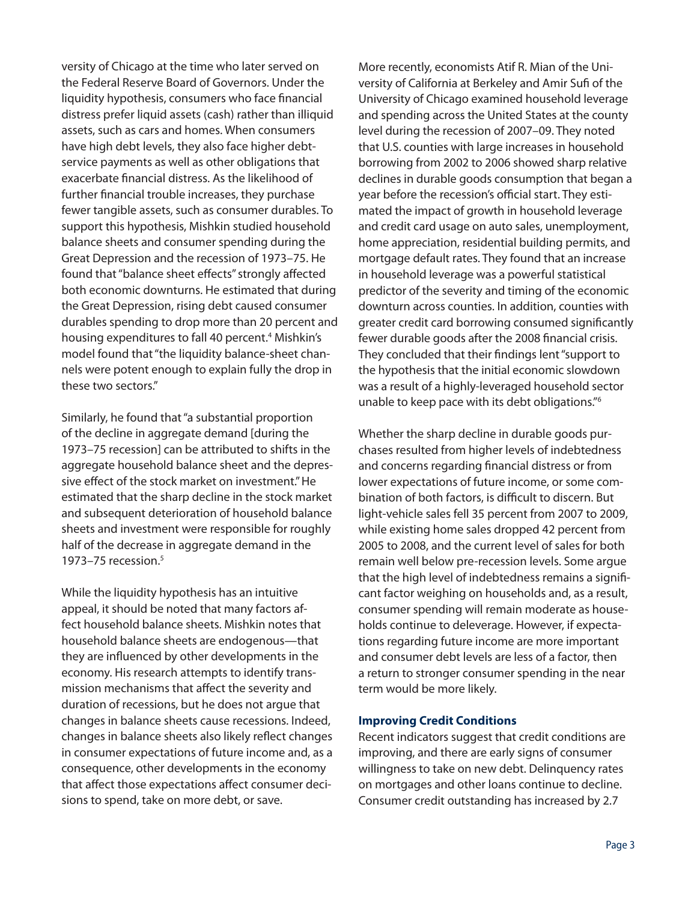versity of Chicago at the time who later served on the Federal Reserve Board of Governors. Under the liquidity hypothesis, consumers who face financial distress prefer liquid assets (cash) rather than illiquid assets, such as cars and homes. When consumers have high debt levels, they also face higher debt-service payments as well as other obligations that exacerbate financial distress. As the likelihood of further financial trouble increases, they purchase fewer tangible assets, such as consumer durables. To support this hypothesis, Mishkin studied household balance sheets and consumer spending during the Great Depression and the recession of 1973–75. He found that "balance sheet effects" strongly affected both economic downturns. He estimated that during the Great Depression, rising debt caused consumer durables spending to drop more than 20 percent and housing expenditures to fall 40 percent.[4] Mishkin's model found that "the liquidity balance-sheet channels were potent enough to explain fully the drop in these two sectors."

Similarly, he found that "a substantial proportion of the decline in aggregate demand [during the 1973–75 recession] can be attributed to shifts in the aggregate household balance sheet and the depressive effect of the stock market on investment." He estimated that the sharp decline in the stock market and subsequent deterioration of household balance sheets and investment were responsible for roughly half of the decrease in aggregate demand in the 1973–75 recession.[5]

While the liquidity hypothesis has an intuitive appeal, it should be noted that many factors affect household balance sheets. Mishkin notes that household balance sheets are endogenous—that they are influenced by other developments in the economy. His research attempts to identify transmission mechanisms that affect the severity and duration of recessions, but he does not argue that changes in balance sheets cause recessions. Indeed, changes in balance sheets also likely reflect changes in consumer expectations of future income and, as a consequence, other developments in the economy that affect those expectations affect consumer decisions to spend, take on more debt, or save.

More recently, economists Atif R. Mian of the University of California at Berkeley and Amir Sufi of the University of Chicago examined household leverage and spending across the United States at the county level during the recession of 2007–09. They noted that U.S. counties with large increases in household borrowing from 2002 to 2006 showed sharp relative declines in durable goods consumption that began a year before the recession's official start. They estimated the impact of growth in household leverage and credit card usage on auto sales, unemployment, home appreciation, residential building permits, and mortgage default rates. They found that an increase in household leverage was a powerful statistical predictor of the severity and timing of the economic downturn across counties. In addition, counties with greater credit card borrowing consumed significantly fewer durable goods after the 2008 financial crisis. They concluded that their findings lent "support to the hypothesis that the initial economic slowdown was a result of a highly-leveraged household sector unable to keep pace with its debt obligations."[6]

Whether the sharp decline in durable goods purchases resulted from higher levels of indebtedness and concerns regarding financial distress or from lower expectations of future income, or some combination of both factors, is difficult to discern. But light-vehicle sales fell 35 percent from 2007 to 2009, while existing home sales dropped 42 percent from 2005 to 2008, and the current level of sales for both remain well below pre-recession levels. Some argue that the high level of indebtedness remains a significant factor weighing on households and, as a result, consumer spending will remain moderate as households continue to deleverage. However, if expectations regarding future income are more important and consumer debt levels are less of a factor, then a return to stronger consumer spending in the near term would be more likely.

### Improving Credit Conditions

Recent indicators suggest that credit conditions are improving, and there are early signs of consumer willingness to take on new debt. Delinquency rates on mortgages and other loans continue to decline. Consumer credit outstanding has increased by 2.7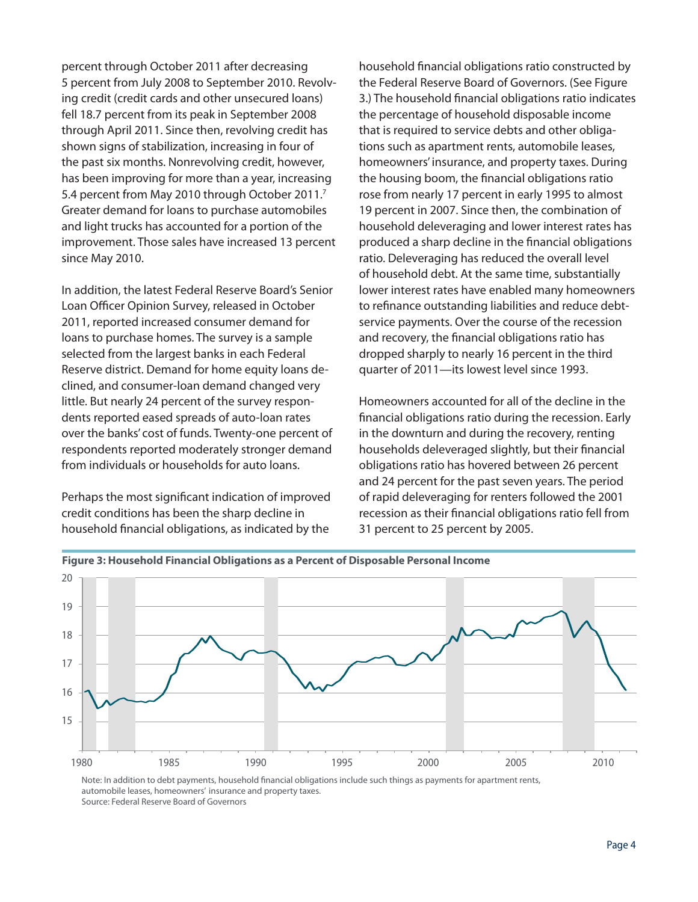percent through October 2011 after decreasing 5 percent from July 2008 to September 2010. Revolving credit (credit cards and other unsecured loans) fell 18.7 percent from its peak in September 2008 through April 2011. Since then, revolving credit has shown signs of stabilization, increasing in four of the past six months. Nonrevolving credit, however, has been improving for more than a year, increasing 5.4 percent from May 2010 through October 2011.[7] Greater demand for loans to purchase automobiles and light trucks has accounted for a portion of the improvement. Those sales have increased 13 percent since May 2010.

In addition, the latest Federal Reserve Board's Senior Loan Officer Opinion Survey, released in October 2011, reported increased consumer demand for loans to purchase homes. The survey is a sample selected from the largest banks in each Federal Reserve district. Demand for home equity loans declined, and consumer-loan demand changed very little. But nearly 24 percent of the survey respondents reported eased spreads of auto-loan rates over the banks' cost of funds. Twenty-one percent of respondents reported moderately stronger demand from individuals or households for auto loans.

Perhaps the most significant indication of improved credit conditions has been the sharp decline in household financial obligations, as indicated by the household financial obligations ratio constructed by the Federal Reserve Board of Governors. (See Figure 3.) The household financial obligations ratio indicates the percentage of household disposable income that is required to service debts and other obligations such as apartment rents, automobile leases, homeowners' insurance, and property taxes. During the housing boom, the financial obligations ratio rose from nearly 17 percent in early 1995 to almost 19 percent in 2007. Since then, the combination of household deleveraging and lower interest rates has produced a sharp decline in the financial obligations ratio. Deleveraging has reduced the overall level of household debt. At the same time, substantially lower interest rates have enabled many homeowners to refinance outstanding liabilities and reduce debt-service payments. Over the course of the recession and recovery, the financial obligations ratio has dropped sharply to nearly 16 percent in the third quarter of 2011—its lowest level since 1993.

Homeowners accounted for all of the decline in the financial obligations ratio during the recession. Early in the downturn and during the recovery, renting households deleveraged slightly, but their financial obligations ratio has hovered between 26 percent and 24 percent for the past seven years. The period of rapid deleveraging for renters followed the 2001 recession as their financial obligations ratio fell from 31 percent to 25 percent by 2005.

**Figure 3: Household Financial Obligations as a Percent of Disposable Personal Income**

Note: In addition to debt payments, household financial obligations include such things as payments for apartment rents, automobile leases, homeowners' insurance and property taxes.
Source: Federal Reserve Board of Governors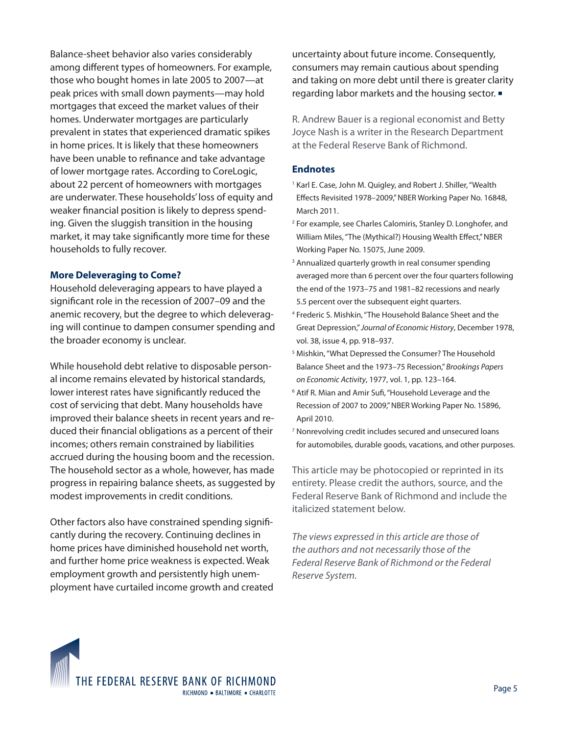Balance-sheet behavior also varies considerably among different types of homeowners. For example, those who bought homes in late 2005 to 2007—at peak prices with small down payments—may hold mortgages that exceed the market values of their homes. Underwater mortgages are particularly prevalent in states that experienced dramatic spikes in home prices. It is likely that these homeowners have been unable to refinance and take advantage of lower mortgage rates. According to CoreLogic, about 22 percent of homeowners with mortgages are underwater. These households' loss of equity and weaker financial position is likely to depress spending. Given the sluggish transition in the housing market, it may take significantly more time for these households to fully recover.

### More Deleveraging to Come?

Household deleveraging appears to have played a significant role in the recession of 2007–09 and the anemic recovery, but the degree to which deleveraging will continue to dampen consumer spending and the broader economy is unclear.

While household debt relative to disposable personal income remains elevated by historical standards, lower interest rates have significantly reduced the cost of servicing that debt. Many households have improved their balance sheets in recent years and reduced their financial obligations as a percent of their incomes; others remain constrained by liabilities accrued during the housing boom and the recession. The household sector as a whole, however, has made progress in repairing balance sheets, as suggested by modest improvements in credit conditions.

Other factors also have constrained spending significantly during the recovery. Continuing declines in home prices have diminished household net worth, and further home price weakness is expected. Weak employment growth and persistently high unemployment have curtailed income growth and created uncertainty about future income. Consequently, consumers may remain cautious about spending and taking on more debt until there is greater clarity regarding labor markets and the housing sector. ■

R. Andrew Bauer is a regional economist and Betty Joyce Nash is a writer in the Research Department at the Federal Reserve Bank of Richmond.

### Endnotes

[1] Karl E. Case, John M. Quigley, and Robert J. Shiller, "Wealth Effects Revisited 1978–2009," NBER Working Paper No. 16848, March 2011.

[2] For example, see Charles Calomiris, Stanley D. Longhofer, and William Miles, "The (Mythical?) Housing Wealth Effect," NBER Working Paper No. 15075, June 2009.

[3] Annualized quarterly growth in real consumer spending averaged more than 6 percent over the four quarters following the end of the 1973–75 and 1981–82 recessions and nearly 5.5 percent over the subsequent eight quarters.

[4] Frederic S. Mishkin, "The Household Balance Sheet and the Great Depression," *Journal of Economic History*, December 1978, vol. 38, issue 4, pp. 918–937.

[5] Mishkin, "What Depressed the Consumer? The Household Balance Sheet and the 1973–75 Recession," *Brookings Papers on Economic Activity*, 1977, vol. 1, pp. 123–164.

[6] Atif R. Mian and Amir Sufi, "Household Leverage and the Recession of 2007 to 2009," NBER Working Paper No. 15896, April 2010.

[7] Nonrevolving credit includes secured and unsecured loans for automobiles, durable goods, vacations, and other purposes.

This article may be photocopied or reprinted in its entirety. Please credit the authors, source, and the Federal Reserve Bank of Richmond and include the italicized statement below.

*The views expressed in this article are those of the authors and not necessarily those of the Federal Reserve Bank of Richmond or the Federal Reserve System.*